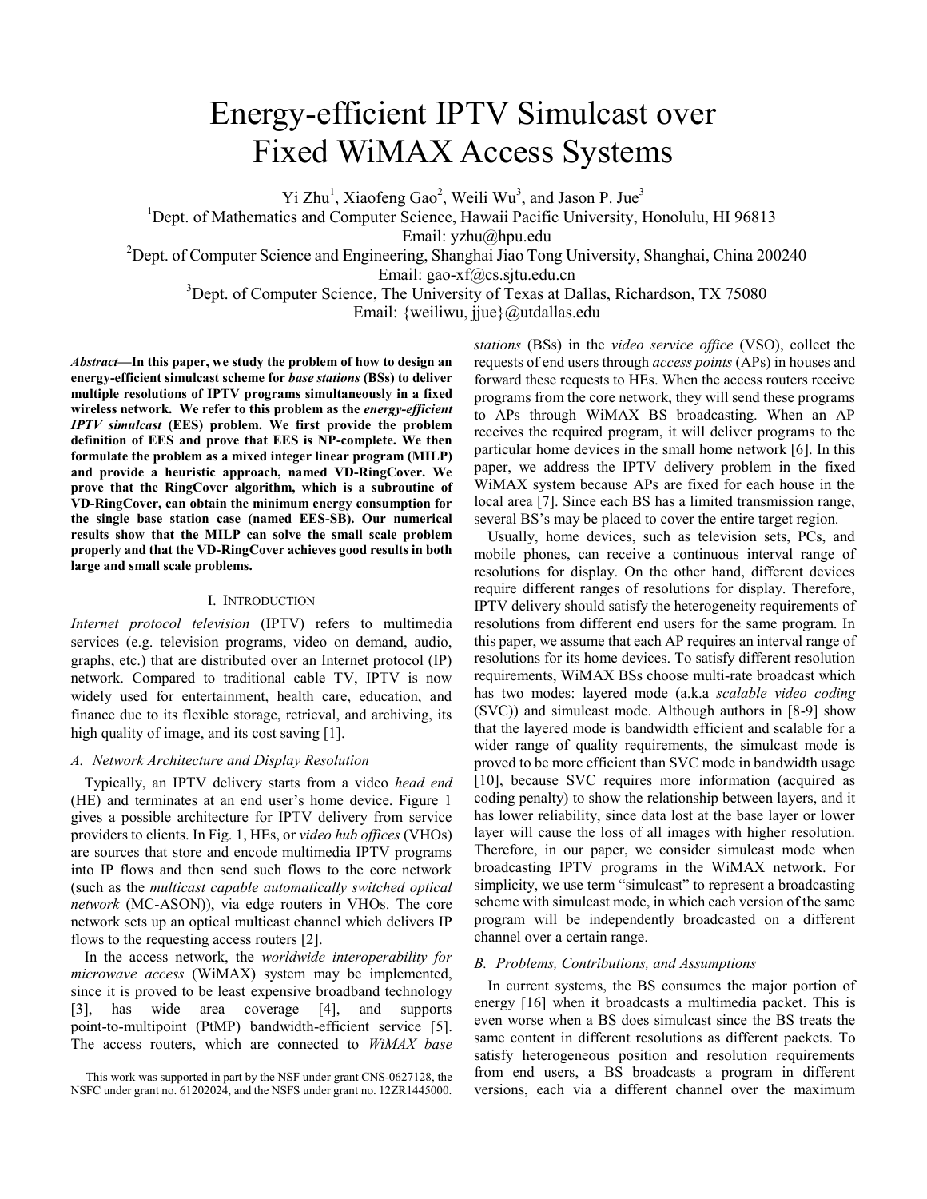# Energy-efficient IPTV Simulcast over Fixed WiMAX Access Systems

Yi Zhu[1], Xiaofeng Gao[2], Weili Wu[3], and Jason P. Jue[3]

[1]Dept. of Mathematics and Computer Science, Hawaii Pacific University, Honolulu, HI 96813
Email: yzhu@hpu.edu

[2]Dept. of Computer Science and Engineering, Shanghai Jiao Tong University, Shanghai, China 200240
Email: gao-xf@cs.sjtu.edu.cn

[3]Dept. of Computer Science, The University of Texas at Dallas, Richardson, TX 75080
Email: {weiliwu, jjue}@utdallas.edu

***Abstract*—In this paper, we study the problem of how to design an energy-efficient simulcast scheme for *base stations* (BSs) to deliver multiple resolutions of IPTV programs simultaneously in a fixed wireless network. We refer to this problem as the *energy-efficient IPTV simulcast* (EES) problem. We first provide the problem definition of EES and prove that EES is NP-complete. We then formulate the problem as a mixed integer linear program (MILP) and provide a heuristic approach, named VD-RingCover. We prove that the RingCover algorithm, which is a subroutine of VD-RingCover, can obtain the minimum energy consumption for the single base station case (named EES-SB). Our numerical results show that the MILP can solve the small scale problem properly and that the VD-RingCover achieves good results in both large and small scale problems.**

## I. Introduction

*Internet protocol television* (IPTV) refers to multimedia services (e.g. television programs, video on demand, audio, graphs, etc.) that are distributed over an Internet protocol (IP) network. Compared to traditional cable TV, IPTV is now widely used for entertainment, health care, education, and finance due to its flexible storage, retrieval, and archiving, its high quality of image, and its cost saving [1].

### A. Network Architecture and Display Resolution

Typically, an IPTV delivery starts from a video *head end* (HE) and terminates at an end user's home device. Figure 1 gives a possible architecture for IPTV delivery from service providers to clients. In Fig. 1, HEs, or *video hub offices* (VHOs) are sources that store and encode multimedia IPTV programs into IP flows and then send such flows to the core network (such as the *multicast capable automatically switched optical network* (MC-ASON)), via edge routers in VHOs. The core network sets up an optical multicast channel which delivers IP flows to the requesting access routers [2].

In the access network, the *worldwide interoperability for microwave access* (WiMAX) system may be implemented, since it is proved to be least expensive broadband technology [3], has wide area coverage [4], and supports point-to-multipoint (PtMP) bandwidth-efficient service [5]. The access routers, which are connected to *WiMAX base stations* (BSs) in the *video service office* (VSO), collect the requests of end users through *access points* (APs) in houses and forward these requests to HEs. When the access routers receive programs from the core network, they will send these programs to APs through WiMAX BS broadcasting. When an AP receives the required program, it will deliver programs to the particular home devices in the small home network [6]. In this paper, we address the IPTV delivery problem in the fixed WiMAX system because APs are fixed for each house in the local area [7]. Since each BS has a limited transmission range, several BS's may be placed to cover the entire target region.

Usually, home devices, such as television sets, PCs, and mobile phones, can receive a continuous interval range of resolutions for display. On the other hand, different devices require different ranges of resolutions for display. Therefore, IPTV delivery should satisfy the heterogeneity requirements of resolutions from different end users for the same program. In this paper, we assume that each AP requires an interval range of resolutions for its home devices. To satisfy different resolution requirements, WiMAX BSs choose multi-rate broadcast which has two modes: layered mode (a.k.a *scalable video coding* (SVC)) and simulcast mode. Although authors in [8-9] show that the layered mode is bandwidth efficient and scalable for a wider range of quality requirements, the simulcast mode is proved to be more efficient than SVC mode in bandwidth usage [10], because SVC requires more information (acquired as coding penalty) to show the relationship between layers, and it has lower reliability, since data lost at the base layer or lower layer will cause the loss of all images with higher resolution. Therefore, in our paper, we consider simulcast mode when broadcasting IPTV programs in the WiMAX network. For simplicity, we use term "simulcast" to represent a broadcasting scheme with simulcast mode, in which each version of the same program will be independently broadcasted on a different channel over a certain range.

### B. Problems, Contributions, and Assumptions

In current systems, the BS consumes the major portion of energy [16] when it broadcasts a multimedia packet. This is even worse when a BS does simulcast since the BS treats the same content in different resolutions as different packets. To satisfy heterogeneous position and resolution requirements from end users, a BS broadcasts a program in different versions, each via a different channel over the maximum

This work was supported in part by the NSF under grant CNS-0627128, the NSFC under grant no. 61202024, and the NSFS under grant no. 12ZR1445000.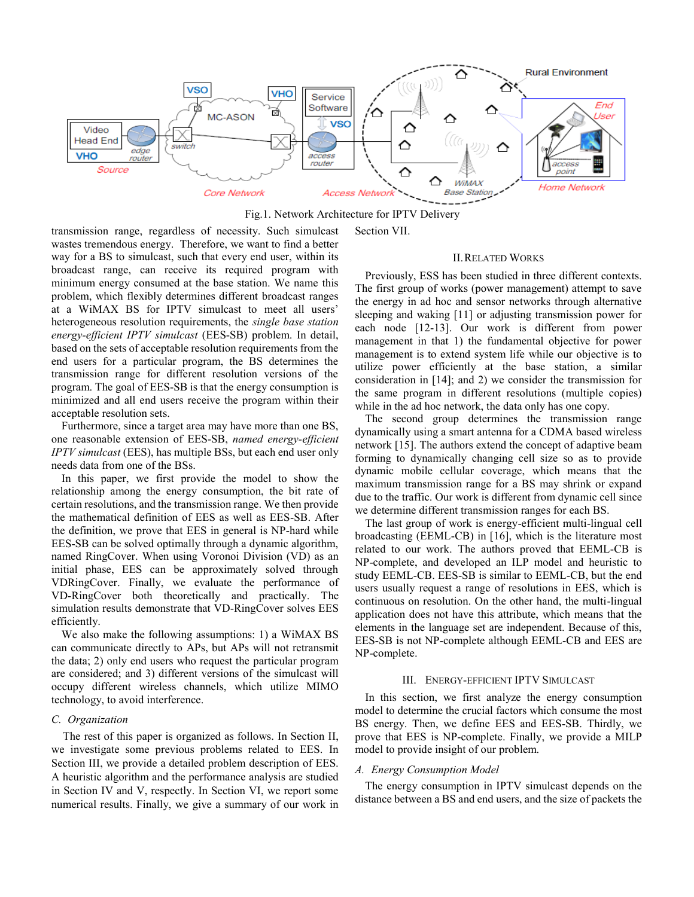Fig.1. Network Architecture for IPTV Delivery

transmission range, regardless of necessity. Such simulcast wastes tremendous energy. Therefore, we want to find a better way for a BS to simulcast, such that every end user, within its broadcast range, can receive its required program with minimum energy consumed at the base station. We name this problem, which flexibly determines different broadcast ranges at a WiMAX BS for IPTV simulcast to meet all users' heterogeneous resolution requirements, the *single base station energy-efficient IPTV simulcast* (EES-SB) problem. In detail, based on the sets of acceptable resolution requirements from the end users for a particular program, the BS determines the transmission range for different resolution versions of the program. The goal of EES-SB is that the energy consumption is minimized and all end users receive the program within their acceptable resolution sets.

Furthermore, since a target area may have more than one BS, one reasonable extension of EES-SB, named *energy-efficient IPTV simulcast* (EES), has multiple BSs, but each end user only needs data from one of the BSs.

In this paper, we first provide the model to show the relationship among the energy consumption, the bit rate of certain resolutions, and the transmission range. We then provide the mathematical definition of EES as well as EES-SB. After the definition, we prove that EES in general is NP-hard while EES-SB can be solved optimally through a dynamic algorithm, named RingCover. Then using Voronoi Division (VD) as an initial phase, EES can be approximately solved through VDRingCover. Finally, we evaluate the performance of VD-RingCover both theoretically and practically. The simulation results demonstrate that VD-RingCover solves EES efficiently.

We also make the following assumptions: 1) a WiMAX BS can communicate directly to APs, but APs will not retransmit the data; 2) only end users who request the particular program are considered; and 3) different versions of the simulcast will occupy different wireless channels, which utilize MIMO technology, to avoid interference.

### C. Organization

The rest of this paper is organized as follows. In Section II, we investigate some previous problems related to EES. In Section III, we provide a detailed problem description of EES. A heuristic algorithm and the performance analysis are studied in Section IV and V, respectly. In Section VI, we report some numerical results. Finally, we give a summary of our work in Section VII.

## II. Related Works

Previously, ESS has been studied in three different contexts. The first group of works (power management) attempt to save the energy in ad hoc and sensor networks through alternative sleeping and waking [11] or adjusting transmission power for each node [12-13]. Our work is different from power management in that 1) the fundamental objective for power management is to extend system life while our objective is to utilize power efficiently at the base station, a similar consideration in [14]; and 2) we consider the transmission for the same program in different resolutions (multiple copies) while in the ad hoc network, the data only has one copy.

The second group determines the transmission range dynamically using a smart antenna for a CDMA based wireless network [15]. The authors extend the concept of adaptive beam forming to dynamically changing cell size so as to provide dynamic mobile cellular coverage, which means that the maximum transmission range for a BS may shrink or expand due to the traffic. Our work is different from dynamic cell since we determine different transmission ranges for each BS.

The last group of work is energy-efficient multi-lingual cell broadcasting (EEML-CB) in [16], which is the literature most related to our work. The authors proved that EEML-CB is NP-complete, and developed an ILP model and heuristic to study EEML-CB. EES-SB is similar to EEML-CB, but the end users usually request a range of resolutions in EES, which is continuous on resolution. On the other hand, the multi-lingual application does not have this attribute, which means that the elements in the language set are independent. Because of this, EES-SB is not NP-complete although EEML-CB and EES are NP-complete.

## III. Energy-efficient IPTV Simulcast

In this section, we first analyze the energy consumption model to determine the crucial factors which consume the most BS energy. Then, we define EES and EES-SB. Thirdly, we prove that EES is NP-complete. Finally, we provide a MILP model to provide insight of our problem.

### A. Energy Consumption Model

The energy consumption in IPTV simulcast depends on the distance between a BS and end users, and the size of packets the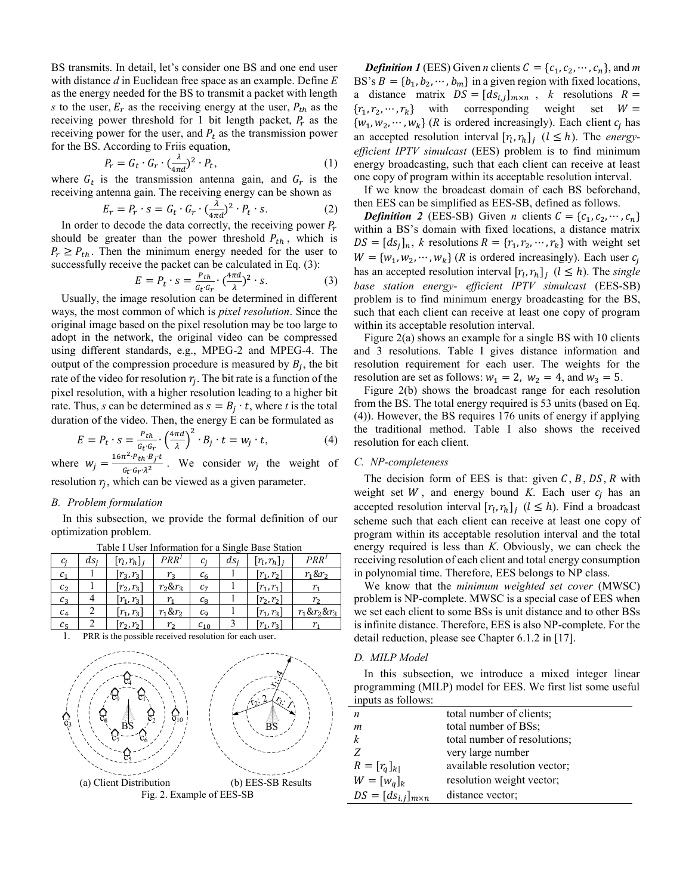BS transmits. In detail, let's consider one BS and one end user with distance *d* in Euclidean free space as an example. Define *E* as the energy needed for the BS to transmit a packet with length *s* to the user, $E_r$ as the receiving energy at the user, $P_{th}$ as the receiving power threshold for 1 bit length packet, $P_r$ as the receiving power for the user, and $P_t$ as the transmission power for the BS. According to Friis equation,

$$P_r = G_t \cdot G_r \cdot (\frac{\lambda}{4\pi d})^2 \cdot P_t, \tag{1}$$

where $G_t$ is the transmission antenna gain, and $G_r$ is the receiving antenna gain. The receiving energy can be shown as

$$E_r = P_r \cdot s = G_t \cdot G_r \cdot (\frac{\lambda}{4\pi d})^2 \cdot P_t \cdot s. \tag{2}$$

In order to decode the data correctly, the receiving power $P_r$ should be greater than the power threshold $P_{th}$, which is $P_r \geq P_{th}$. Then the minimum energy needed for the user to successfully receive the packet can be calculated in Eq. (3):

$$E = P_t \cdot s = \frac{P_{th}}{G_t \cdot G_r} \cdot (\frac{4\pi d}{\lambda})^2 \cdot s. \tag{3}$$

Usually, the image resolution can be determined in different ways, the most common of which is *pixel resolution*. Since the original image based on the pixel resolution may be too large to adopt in the network, the original video can be compressed using different standards, e.g., MPEG-2 and MPEG-4. The output of the compression procedure is measured by $B_j$, the bit rate of the video for resolution $r_j$. The bit rate is a function of the pixel resolution, with a higher resolution leading to a higher bit rate. Thus, *s* can be determined as $s = B_j \cdot t$, where *t* is the total duration of the video. Then, the energy E can be formulated as

$$E = P_t \cdot s = \frac{P_{th}}{G_t \cdot G_r} \cdot \left(\frac{4\pi d}{\lambda}\right)^2 \cdot B_j \cdot t = w_j \cdot t, \tag{4}$$

where $w_j = \frac{16\pi^2 \cdot P_{th} \cdot B_j \cdot t}{G_t \cdot G_r \cdot \lambda^2}$. We consider $w_j$ the weight of resolution $r_j$, which can be viewed as a given parameter.

### B. Problem formulation

In this subsection, we provide the formal definition of our optimization problem.

Table I User Information for a Single Base Station

| $c_j$ | $ds_j$ | $[r_l, r_h]_j$ | PRR[1] | $c_j$ | $ds_j$ | $[r_l, r_h]_j$ | PRR[1] |
|---|---|---|---|---|---|---|---|
| $c_1$ | 1 | $[r_3, r_3]$ | $r_3$ | $c_6$ | 1 | $[r_1, r_2]$ | $r_1$&$r_2$ |
| $c_2$ | 1 | $[r_2, r_3]$ | $r_2$&$r_3$ | $c_7$ | 1 | $[r_1, r_1]$ | $r_1$ |
| $c_3$ | 4 | $[r_1, r_3]$ | $r_1$ | $c_8$ | 1 | $[r_2, r_2]$ | $r_2$ |
| $c_4$ | 2 | $[r_1, r_3]$ | $r_1$&$r_2$ | $c_9$ | 1 | $[r_1, r_3]$ | $r_1$&$r_2$&$r_3$ |
| $c_5$ | 2 | $[r_2, r_2]$ | $r_2$ | $c_{10}$ | 3 | $[r_1, r_3]$ | $r_1$ |

1. PRR is the possible received resolution for each user.

(a) Client Distribution (b) EES-SB Results

Fig. 2. Example of EES-SB

***Definition 1*** (EES) Given *n* clients $C = \{c_1, c_2, \cdots, c_n\}$, and *m* BS's $B = \{b_1, b_2, \cdots, b_m\}$ in a given region with fixed locations, a distance matrix $DS = [ds_{i,j}]_{m \times n}$, *k* resolutions $R = \{r_1, r_2, \cdots, r_k\}$ with corresponding weight set $W = \{w_1, w_2, \cdots, w_k\}$ (*R* is ordered increasingly). Each client $c_j$ has an accepted resolution interval $[r_l, r_h]_j$ $(l \leq h)$. The *energy-efficient IPTV simulcast* (EES) problem is to find minimum energy broadcasting, such that each client can receive at least one copy of program within its acceptable resolution interval.

If we know the broadcast domain of each BS beforehand, then EES can be simplified as EES-SB, defined as follows.

***Definition 2*** (EES-SB) Given *n* clients $C = \{c_1, c_2, \cdots, c_n\}$ within a BS's domain with fixed locations, a distance matrix $DS = [ds_j]_n$, *k* resolutions $R = \{r_1, r_2, \cdots, r_k\}$ with weight set $W = \{w_1, w_2, \cdots, w_k\}$ (*R* is ordered increasingly). Each user $c_j$ has an accepted resolution interval $[r_l, r_h]_j$ $(l \leq h)$. The *single base station energy- efficient IPTV simulcast* (EES-SB) problem is to find minimum energy broadcasting for the BS, such that each client can receive at least one copy of program within its acceptable resolution interval.

Figure 2(a) shows an example for a single BS with 10 clients and 3 resolutions. Table I gives distance information and resolution requirement for each user. The weights for the resolution are set as follows: $w_1 = 2$, $w_2 = 4$, and $w_3 = 5$.

Figure 2(b) shows the broadcast range for each resolution from the BS. The total energy required is 53 units (based on Eq. (4)). However, the BS requires 176 units of energy if applying the traditional method. Table I also shows the received resolution for each client.

### C. NP-completeness

The decision form of EES is that: given $C$, $B$, $DS$, $R$ with weight set $W$, and energy bound *K*. Each user $c_j$ has an accepted resolution interval $[r_l, r_h]_j$ $(l \leq h)$. Find a broadcast scheme such that each client can receive at least one copy of program within its acceptable resolution interval and the total energy required is less than *K*. Obviously, we can check the receiving resolution of each client and total energy consumption in polynomial time. Therefore, EES belongs to NP class.

We know that the *minimum weighted set cover* (MWSC) problem is NP-complete. MWSC is a special case of EES when we set each client to some BSs is unit distance and to other BSs is infinite distance. Therefore, EES is also NP-complete. For the detail reduction, please see Chapter 6.1.2 in [17].

### D. MILP Model

In this subsection, we introduce a mixed integer linear programming (MILP) model for EES. We first list some useful inputs as follows:

| | |
|---|---|
| *n* | total number of clients; |
| *m* | total number of BSs; |
| *k* | total number of resolutions; |
| *Z* | very large number |
| $R = [r_q]_{k\vert}$ | available resolution vector; |
| $W = [w_q]_k$ | resolution weight vector; |
| $DS = [ds_{i,j}]_{m \times n}$ | distance vector; |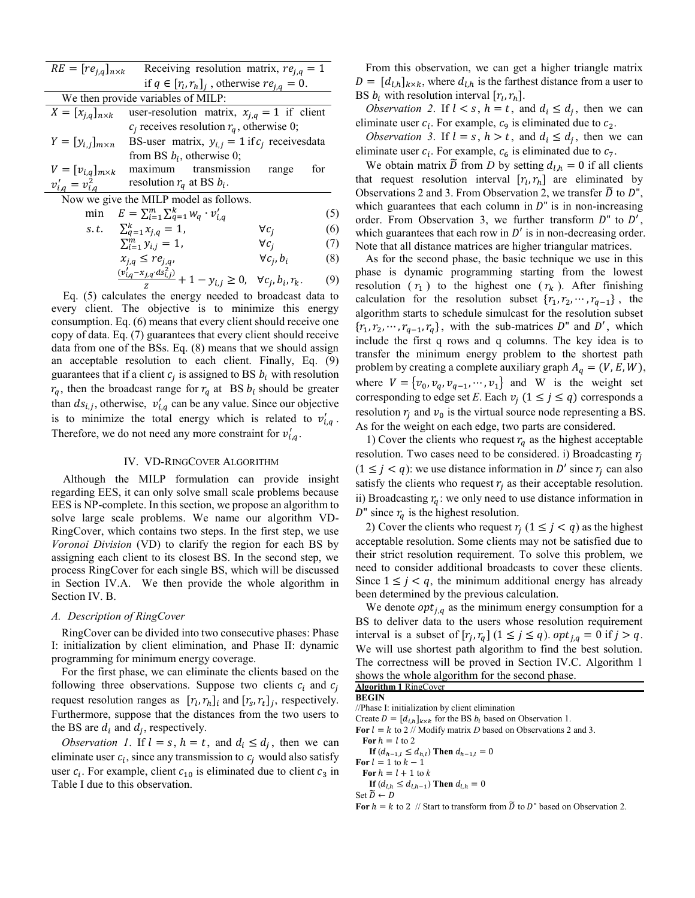| | |
|---|---|
| $RE = [re_{j,q}]_{n\times k}$ | Receiving resolution matrix, $re_{j,q} = 1$ if $q \in [r_l, r_h]_j$ , otherwise $re_{j,q} = 0$. |

We then provide variables of MILP:

| | |
|---|---|
| $X = [x_{j,q}]_{n\times k}$ | user-resolution matrix, $x_{j,q} = 1$ if client $c_j$ receives resolution $r_q$, otherwise 0; |
| $Y = [y_{i,j}]_{m\times n}$ | BS-user matrix, $y_{i,j} = 1$ if $c_j$ receivesdata from BS $b_i$, otherwise 0; |
| $V = [v_{i,q}]_{m\times k}$ $v'_{i,q} = v^2_{i,q}$ | maximum transmission range for resolution $r_q$ at BS $b_i$. |

Now we give the MILP model as follows.

$$\min \quad E = \sum_{i=1}^{m} \sum_{q=1}^{k} w_q \cdot v'_{i,q} \tag{5}$$

$$s.t. \quad \sum_{q=1}^{k} x_{j,q} = 1, \qquad \forall c_j \tag{6}$$

$$\sum_{i=1}^{m} y_{i,j} = 1, \qquad \forall c_j \tag{7}$$

$$x_{j,q} \le re_{j,q}, \qquad \forall c_j, b_i \tag{8}$$

$$\frac{(v'_{i,q} - x_{j,q} \cdot ds^2_{i,j})}{Z} + 1 - y_{i,j} \ge 0, \quad \forall c_j, b_i, r_k. \tag{9}$$

Eq. (5) calculates the energy needed to broadcast data to every client. The objective is to minimize this energy consumption. Eq. (6) means that every client should receive one copy of data. Eq. (7) guarantees that every client should receive data from one of the BSs. Eq. (8) means that we should assign an acceptable resolution to each client. Finally, Eq. (9) guarantees that if a client $c_j$ is assigned to BS $b_i$ with resolution $r_q$, then the broadcast range for $r_q$ at BS $b_i$ should be greater than $ds_{i,j}$, otherwise, $v'_{i,q}$ can be any value. Since our objective is to minimize the total energy which is related to $v'_{i,q}$. Therefore, we do not need any more constraint for $v'_{i,q}$.

## IV. VD-RingCover Algorithm

Although the MILP formulation can provide insight regarding EES, it can only solve small scale problems because EES is NP-complete. In this section, we propose an algorithm to solve large scale problems. We name our algorithm VD-RingCover, which contains two steps. In the first step, we use *Voronoi Division* (VD) to clarify the region for each BS by assigning each client to its closest BS. In the second step, we process RingCover for each single BS, which will be discussed in Section IV.A. We then provide the whole algorithm in Section IV. B.

### A. Description of RingCover

RingCover can be divided into two consecutive phases: Phase I: initialization by client elimination, and Phase II: dynamic programming for minimum energy coverage.

For the first phase, we can eliminate the clients based on the following three observations. Suppose two clients $c_i$ and $c_j$ request resolution ranges as $[r_l, r_h]_i$ and $[r_s, r_t]_j$, respectively. Furthermore, suppose that the distances from the two users to the BS are $d_i$ and $d_j$, respectively.

*Observation 1.* If $l = s$, $h = t$, and $d_i \le d_j$, then we can eliminate user $c_i$, since any transmission to $c_j$ would also satisfy user $c_i$. For example, client $c_{10}$ is eliminated due to client $c_3$ in Table I due to this observation.

From this observation, we can get a higher triangle matrix $D = [d_{l,h}]_{k\times k}$, where $d_{l,h}$ is the farthest distance from a user to BS $b_i$ with resolution interval $[r_l, r_h]$.

*Observation 2.* If $l < s$, $h = t$, and $d_i \le d_j$, then we can eliminate user $c_i$. For example, $c_9$ is eliminated due to $c_2$.

*Observation 3.* If $l = s$, $h > t$, and $d_i \le d_j$, then we can eliminate user $c_i$. For example, $c_6$ is eliminated due to $c_7$.

We obtain matrix $\widetilde{D}$ from $D$ by setting $d_{l,h} = 0$ if all clients that request resolution interval $[r_l, r_h]$ are eliminated by Observations 2 and 3. From Observation 2, we transfer $\widetilde{D}$ to $D''$, which guarantees that each column in $D''$ is in non-increasing order. From Observation 3, we further transform $D''$ to $D'$, which guarantees that each row in $D'$ is in non-decreasing order. Note that all distance matrices are higher triangular matrices.

As for the second phase, the basic technique we use in this phase is dynamic programming starting from the lowest resolution ($r_1$) to the highest one ($r_k$). After finishing calculation for the resolution subset $\{r_1, r_2, \cdots, r_{q-1}\}$, the algorithm starts to schedule simulcast for the resolution subset $\{r_1, r_2, \cdots, r_{q-1}, r_q\}$, with the sub-matrices $D''$ and $D'$, which include the first q rows and q columns. The key idea is to transfer the minimum energy problem to the shortest path problem by creating a complete auxiliary graph $A_q = (V, E, W)$, where $V = \{v_0, v_q, v_{q-1}, \cdots, v_1\}$ and W is the weight set corresponding to edge set *E*. Each $v_j$ $(1 \le j \le q)$ corresponds a resolution $r_j$ and $v_0$ is the virtual source node representing a BS. As for the weight on each edge, two parts are considered.

1) Cover the clients who request $r_q$ as the highest acceptable resolution. Two cases need to be considered. i) Broadcasting $r_j$ $(1 \le j < q)$: we use distance information in $D'$ since $r_j$ can also satisfy the clients who request $r_j$ as their acceptable resolution. ii) Broadcasting $r_q$: we only need to use distance information in $D''$ since $r_q$ is the highest resolution.

2) Cover the clients who request $r_j$ $(1 \le j < q)$ as the highest acceptable resolution. Some clients may not be satisfied due to their strict resolution requirement. To solve this problem, we need to consider additional broadcasts to cover these clients. Since $1 \le j < q$, the minimum additional energy has already been determined by the previous calculation.

We denote $opt_{j,q}$ as the minimum energy consumption for a BS to deliver data to the users whose resolution requirement interval is a subset of $[r_j, r_q]$ $(1 \le j \le q)$. $opt_{j,q} = 0$ if $j > q$. We will use shortest path algorithm to find the best solution. The correctness will be proved in Section IV.C. Algorithm 1 shows the whole algorithm for the second phase.

**Algorithm 1** RingCover

```
BEGIN
//Phase I: initialization by client elimination
Create D = [d_{l,h}]_{k×k} for the BS b_i based on Observation 1.
For l = k to 2 // Modify matrix D based on Observations 2 and 3.
  For h = l to 2
    If (d_{h-1,l} ≤ d_{h,l}) Then d_{h-1,l} = 0
For l = 1 to k − 1
  For h = l + 1 to k
    If (d_{l,h} ≤ d_{l,h-1}) Then d_{l,h} = 0
Set D̃ ← D
For h = k to 2 // Start to transform from D̃ to D" based on Observation 2.
```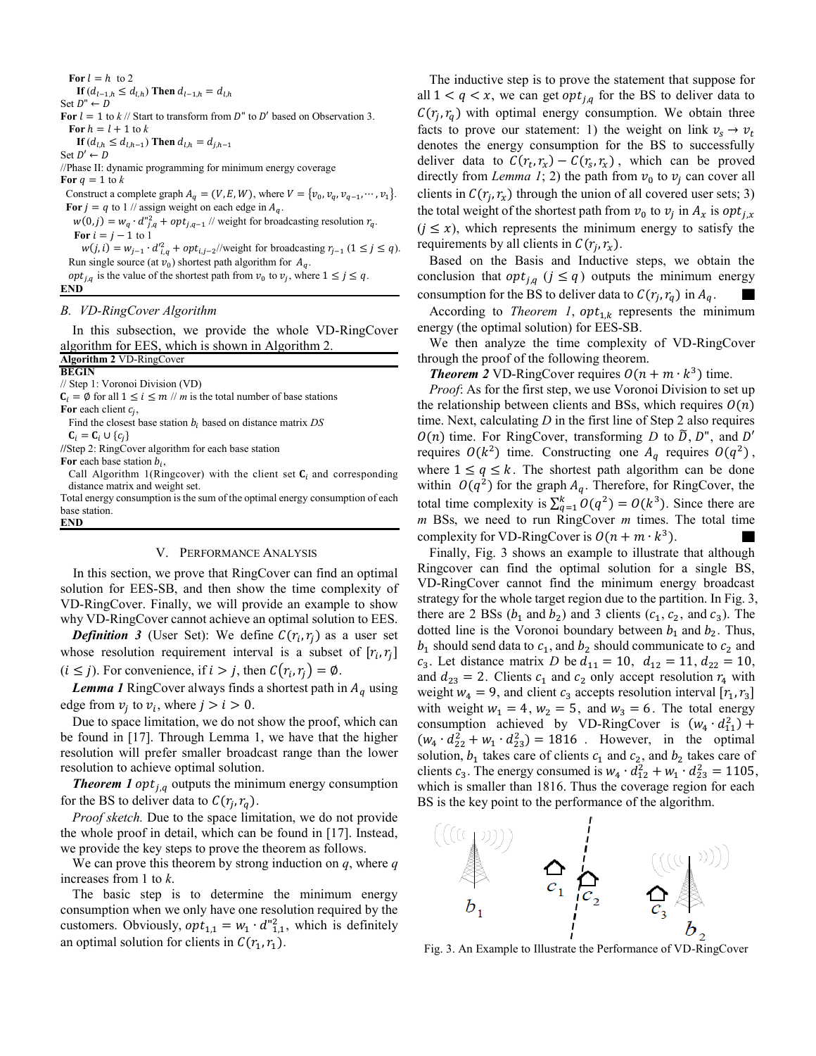**For** $l = h$ to 2
  **If** $(d_{l-1,h} \leq d_{l,h})$ **Then** $d_{l-1,h} = d_{l,h}$
Set $D" \leftarrow D$
**For** $l = 1$ to $k$ // Start to transform from $D"$ to $D'$ based on Observation 3.
  **For** $h = l + 1$ to $k$
    **If** $(d_{l,h} \leq d_{l,h-1})$ **Then** $d_{l,h} = d_{j,h-1}$
Set $D' \leftarrow D$
//Phase II: dynamic programming for minimum energy coverage
**For** $q = 1$ to $k$
  Construct a complete graph $A_q = (V, E, W)$, where $V = \{v_0, v_q, v_{q-1}, \cdots, v_1\}$.
  **For** $j = q$ to 1 // assign weight on each edge in $A_q$.
    $w(0, j) = w_q \cdot d"^2_{j,q} + opt_{j,q-1}$ // weight for broadcasting resolution $r_q$.
    **For** $i = j - 1$ to 1
      $w(j, i) = w_{j-1} \cdot d'^2_{i,q} + opt_{i,j-2}$//weight for broadcasting $r_{j-1}$ $(1 \leq j \leq q)$.
  Run single source (at $v_0$) shortest path algorithm for $A_q$.
  $opt_{j,q}$ is the value of the shortest path from $v_0$ to $v_j$, where $1 \leq j \leq q$.
**END**

### B. VD-RingCover Algorithm

In this subsection, we provide the whole VD-RingCover algorithm for EES, which is shown in Algorithm 2.

**Algorithm 2** VD-RingCover
**BEGIN**
// Step 1: Voronoi Division (VD)
$\mathbf{C}_i = \emptyset$ for all $1 \leq i \leq m$ // $m$ is the total number of base stations
**For** each client $c_j$,
  Find the closest base station $b_i$ based on distance matrix *DS*
  $\mathbf{C}_i = \mathbf{C}_i \cup \{c_j\}$
//Step 2: RingCover algorithm for each base station
**For** each base station $b_i$,
  Call Algorithm 1(Ringcover) with the client set $\mathbf{C}_i$ and corresponding distance matrix and weight set.
Total energy consumption is the sum of the optimal energy consumption of each base station.
**END**

## V. Performance Analysis

In this section, we prove that RingCover can find an optimal solution for EES-SB, and then show the time complexity of VD-RingCover. Finally, we will provide an example to show why VD-RingCover cannot achieve an optimal solution to EES.

***Definition 3*** (User Set): We define $C(r_i, r_j)$ as a user set whose resolution requirement interval is a subset of $[r_i, r_j]$ $(i \leq j)$. For convenience, if $i > j$, then $C(r_i, r_j) = \emptyset$.

***Lemma 1*** RingCover always finds a shortest path in $A_q$ using edge from $v_j$ to $v_i$, where $j > i > 0$.

Due to space limitation, we do not show the proof, which can be found in [17]. Through Lemma 1, we have that the higher resolution will prefer smaller broadcast range than the lower resolution to achieve optimal solution.

***Theorem 1*** $opt_{j,q}$ outputs the minimum energy consumption for the BS to deliver data to $C(r_j, r_q)$.

*Proof sketch.* Due to the space limitation, we do not provide the whole proof in detail, which can be found in [17]. Instead, we provide the key steps to prove the theorem as follows.

We can prove this theorem by strong induction on $q$, where $q$ increases from 1 to $k$.

The basic step is to determine the minimum energy consumption when we only have one resolution required by the customers. Obviously, $opt_{1,1} = w_1 \cdot d"^2_{1,1}$, which is definitely an optimal solution for clients in $C(r_1, r_1)$.

The inductive step is to prove the statement that suppose for all $1 < q < x$, we can get $opt_{j,q}$ for the BS to deliver data to $C(r_j, r_q)$ with optimal energy consumption. We obtain three facts to prove our statement: 1) the weight on link $v_s \rightarrow v_t$ denotes the energy consumption for the BS to successfully deliver data to $C(r_t, r_x) - C(r_s, r_x)$, which can be proved directly from *Lemma 1*; 2) the path from $v_0$ to $v_j$ can cover all clients in $C(r_j, r_x)$ through the union of all covered user sets; 3) the total weight of the shortest path from $v_0$ to $v_j$ in $A_x$ is $opt_{j,x}$ $(j \leq x)$, which represents the minimum energy to satisfy the requirements by all clients in $C(r_j, r_x)$.

Based on the Basis and Inductive steps, we obtain the conclusion that $opt_{j,q}$ $(j \leq q)$ outputs the minimum energy consumption for the BS to deliver data to $C(r_j, r_q)$ in $A_q$. ∎

According to *Theorem 1*, $opt_{1,k}$ represents the minimum energy (the optimal solution) for EES-SB.

We then analyze the time complexity of VD-RingCover through the proof of the following theorem.

***Theorem 2*** VD-RingCover requires $O(n + m \cdot k^3)$ time.

*Proof*: As for the first step, we use Voronoi Division to set up the relationship between clients and BSs, which requires $O(n)$ time. Next, calculating $D$ in the first line of Step 2 also requires $O(n)$ time. For RingCover, transforming $D$ to $\widetilde{D}$, $D"$, and $D'$ requires $O(k^2)$ time. Constructing one $A_q$ requires $O(q^2)$, where $1 \leq q \leq k$. The shortest path algorithm can be done within $O(q^2)$ for the graph $A_q$. Therefore, for RingCover, the total time complexity is $\sum_{q=1}^{k} O(q^2) = O(k^3)$. Since there are $m$ BSs, we need to run RingCover $m$ times. The total time complexity for VD-RingCover is $O(n + m \cdot k^3)$. ∎

Finally, Fig. 3 shows an example to illustrate that although Ringcover can find the optimal solution for a single BS, VD-RingCover cannot find the minimum energy broadcast strategy for the whole target region due to the partition. In Fig. 3, there are 2 BSs ($b_1$ and $b_2$) and 3 clients ($c_1$, $c_2$, and $c_3$). The dotted line is the Voronoi boundary between $b_1$ and $b_2$. Thus, $b_1$ should send data to $c_1$, and $b_2$ should communicate to $c_2$ and $c_3$. Let distance matrix $D$ be $d_{11} = 10$, $d_{12} = 11$, $d_{22} = 10$, and $d_{23} = 2$. Clients $c_1$ and $c_2$ only accept resolution $r_4$ with weight $w_4 = 9$, and client $c_3$ accepts resolution interval $[r_1, r_3]$ with weight $w_1 = 4$, $w_2 = 5$, and $w_3 = 6$. The total energy consumption achieved by VD-RingCover is $(w_4 \cdot d_{11}^2) + (w_4 \cdot d_{22}^2 + w_1 \cdot d_{23}^2) = 1816$. However, in the optimal solution, $b_1$ takes care of clients $c_1$ and $c_2$, and $b_2$ takes care of clients $c_3$. The energy consumed is $w_4 \cdot d_{12}^2 + w_1 \cdot d_{23}^2 = 1105$, which is smaller than 1816. Thus the coverage region for each BS is the key point to the performance of the algorithm.

Fig. 3. An Example to Illustrate the Performance of VD-RingCover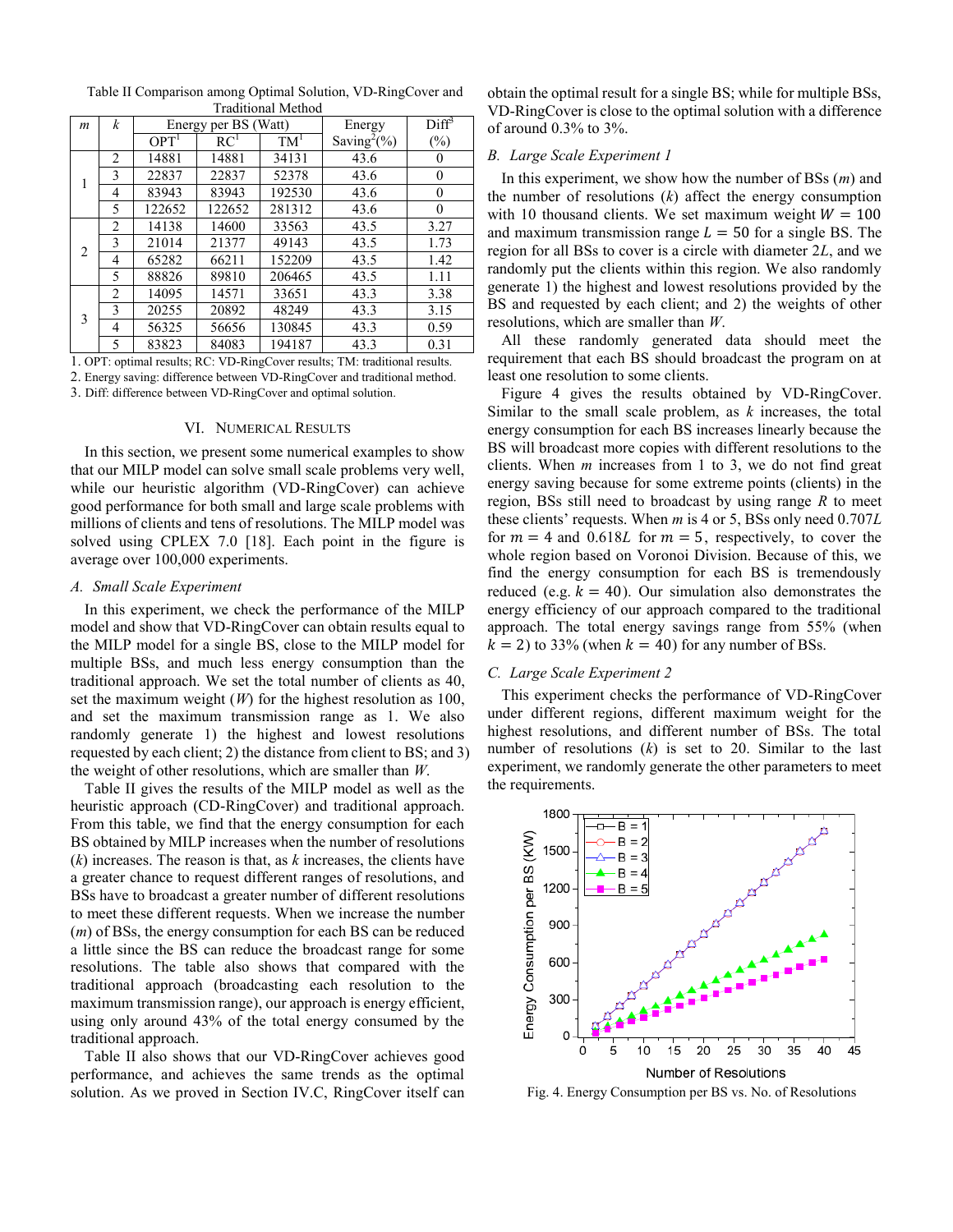Table II Comparison among Optimal Solution, VD-RingCover and Traditional Method

| $m$ | $k$ | Energy per BS (Watt) | | | Energy Saving[2](%) | Diff[3] (%) |
|---|---|---|---|---|---|---|
| | | OPT[1] | RC[1] | TM[1] | | |
| 1 | 2 | 14881 | 14881 | 34131 | 43.6 | 0 |
| | 3 | 22837 | 22837 | 52378 | 43.6 | 0 |
| | 4 | 83943 | 83943 | 192530 | 43.6 | 0 |
| | 5 | 122652 | 122652 | 281312 | 43.6 | 0 |
| 2 | 2 | 14138 | 14600 | 33563 | 43.5 | 3.27 |
| | 3 | 21014 | 21377 | 49143 | 43.5 | 1.73 |
| | 4 | 65282 | 66211 | 152209 | 43.5 | 1.42 |
| | 5 | 88826 | 89810 | 206465 | 43.5 | 1.11 |
| 3 | 2 | 14095 | 14571 | 33651 | 43.3 | 3.38 |
| | 3 | 20255 | 20892 | 48249 | 43.3 | 3.15 |
| | 4 | 56325 | 56656 | 130845 | 43.3 | 0.59 |
| | 5 | 83823 | 84083 | 194187 | 43.3 | 0.31 |

1. OPT: optimal results; RC: VD-RingCover results; TM: traditional results.
2. Energy saving: difference between VD-RingCover and traditional method.
3. Diff: difference between VD-RingCover and optimal solution.

## VI. Numerical Results

In this section, we present some numerical examples to show that our MILP model can solve small scale problems very well, while our heuristic algorithm (VD-RingCover) can achieve good performance for both small and large scale problems with millions of clients and tens of resolutions. The MILP model was solved using CPLEX 7.0 [18]. Each point in the figure is average over 100,000 experiments.

### *A. Small Scale Experiment*

In this experiment, we check the performance of the MILP model and show that VD-RingCover can obtain results equal to the MILP model for a single BS, close to the MILP model for multiple BSs, and much less energy consumption than the traditional approach. We set the total number of clients as 40, set the maximum weight ($W$) for the highest resolution as 100, and set the maximum transmission range as 1. We also randomly generate 1) the highest and lowest resolutions requested by each client; 2) the distance from client to BS; and 3) the weight of other resolutions, which are smaller than $W$.

Table II gives the results of the MILP model as well as the heuristic approach (CD-RingCover) and traditional approach. From this table, we find that the energy consumption for each BS obtained by MILP increases when the number of resolutions ($k$) increases. The reason is that, as $k$ increases, the clients have a greater chance to request different ranges of resolutions, and BSs have to broadcast a greater number of different resolutions to meet these different requests. When we increase the number ($m$) of BSs, the energy consumption for each BS can be reduced a little since the BS can reduce the broadcast range for some resolutions. The table also shows that compared with the traditional approach (broadcasting each resolution to the maximum transmission range), our approach is energy efficient, using only around 43% of the total energy consumed by the traditional approach.

Table II also shows that our VD-RingCover achieves good performance, and achieves the same trends as the optimal solution. As we proved in Section IV.C, RingCover itself can obtain the optimal result for a single BS; while for multiple BSs, VD-RingCover is close to the optimal solution with a difference of around 0.3% to 3%.

### *B. Large Scale Experiment 1*

In this experiment, we show how the number of BSs ($m$) and the number of resolutions ($k$) affect the energy consumption with 10 thousand clients. We set maximum weight $W = 100$ and maximum transmission range $L = 50$ for a single BS. The region for all BSs to cover is a circle with diameter $2L$, and we randomly put the clients within this region. We also randomly generate 1) the highest and lowest resolutions provided by the BS and requested by each client; and 2) the weights of other resolutions, which are smaller than $W$.

All these randomly generated data should meet the requirement that each BS should broadcast the program on at least one resolution to some clients.

Figure 4 gives the results obtained by VD-RingCover. Similar to the small scale problem, as $k$ increases, the total energy consumption for each BS increases linearly because the BS will broadcast more copies with different resolutions to the clients. When $m$ increases from 1 to 3, we do not find great energy saving because for some extreme points (clients) in the region, BSs still need to broadcast by using range $R$ to meet these clients' requests. When $m$ is 4 or 5, BSs only need $0.707L$ for $m = 4$ and $0.618L$ for $m = 5$, respectively, to cover the whole region based on Voronoi Division. Because of this, we find the energy consumption for each BS is tremendously reduced (e.g. $k = 40$). Our simulation also demonstrates the energy efficiency of our approach compared to the traditional approach. The total energy savings range from 55% (when $k = 2$) to 33% (when $k = 40$) for any number of BSs.

### *C. Large Scale Experiment 2*

This experiment checks the performance of VD-RingCover under different regions, different maximum weight for the highest resolutions, and different number of BSs. The total number of resolutions ($k$) is set to 20. Similar to the last experiment, we randomly generate the other parameters to meet the requirements.

Fig. 4. Energy Consumption per BS vs. No. of Resolutions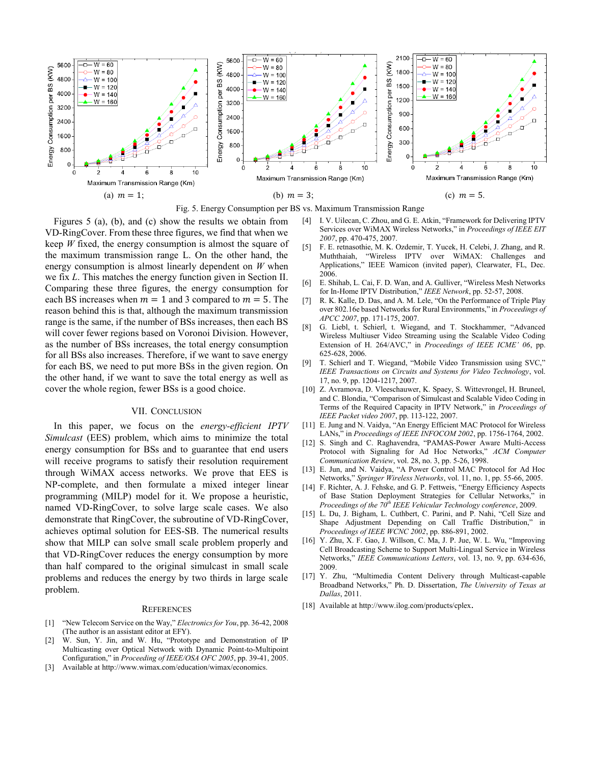Energy Consumption per BS (KW)

5600
4800
4000
3200
2400
1600
800
0

W = 60
W = 80
W = 100
W = 120
W = 140
W = 160

0 2 4 6 8 10

Maximum Transmission Range (Km)

(a) $m = 1$;

Energy Consumption per BS (KW)

5600
4800
4000
3200
2400
1600
800
0

W = 60
W = 80
W = 100
W = 120
W = 140
W = 160

0 2 4 6 8 10

Maximum Transmission Range (Km)

(b) $m = 3$;

Energy Consumption per BS (KW)

2100
1800
1500
1200
900
600
300
0

W = 60
W = 80
W = 100
W = 120
W = 140
W = 160

0 2 4 6 8 10

Maximum Transmission Range (Km)

(c) $m = 5$.

Fig. 5. Energy Consumption per BS vs. Maximum Transmission Range

Figures 5 (a), (b), and (c) show the results we obtain from VD-RingCover. From these three figures, we find that when we keep $W$ fixed, the energy consumption is almost the square of the maximum transmission range L. On the other hand, the energy consumption is almost linearly dependent on $W$ when we fix $L$. This matches the energy function given in Section II. Comparing these three figures, the energy consumption for each BS increases when $m = 1$ and 3 compared to $m = 5$. The reason behind this is that, although the maximum transmission range is the same, if the number of BSs increases, then each BS will cover fewer regions based on Voronoi Division. However, as the number of BSs increases, the total energy consumption for all BSs also increases. Therefore, if we want to save energy for each BS, we need to put more BSs in the given region. On the other hand, if we want to save the total energy as well as cover the whole region, fewer BSs is a good choice.

## VII. Conclusion

In this paper, we focus on the *energy-efficient IPTV Simulcast* (EES) problem, which aims to minimize the total energy consumption for BSs and to guarantee that end users will receive programs to satisfy their resolution requirement through WiMAX access networks. We prove that EES is NP-complete, and then formulate a mixed integer linear programming (MILP) model for it. We propose a heuristic, named VD-RingCover, to solve large scale cases. We also demonstrate that RingCover, the subroutine of VD-RingCover, achieves optimal solution for EES-SB. The numerical results show that MILP can solve small scale problem properly and that VD-RingCover reduces the energy consumption by more than half compared to the original simulcast in small scale problems and reduces the energy by two thirds in large scale problem.

## References

[1] "New Telecom Service on the Way," *Electronics for You*, pp. 36-42, 2008 (The author is an assistant editor at EFY).

[2] W. Sun, Y. Jin, and W. Hu, "Prototype and Demonstration of IP Multicasting over Optical Network with Dynamic Point-to-Multipoint Configuration," in *Proceeding of IEEE/OSA OFC 2005*, pp. 39-41, 2005.

[3] Available at http://www.wimax.com/education/wimax/economics.

[4] I. V. Uilecan, C. Zhou, and G. E. Atkin, "Framework for Delivering IPTV Services over WiMAX Wireless Networks," in *Proceedings of IEEE EIT 2007*, pp. 470-475, 2007.

[5] F. E. retnasothie, M. K. Ozdemir, T. Yucek, H. Celebi, J. Zhang, and R. Muththaiah, "Wireless IPTV over WiMAX: Challenges and Applications," IEEE Wamicon (invited paper), Clearwater, FL, Dec. 2006.

[6] E. Shihab, L. Cai, F. D. Wan, and A. Gulliver, "Wireless Mesh Networks for In-Home IPTV Distribution," *IEEE Network*, pp. 52-57, 2008.

[7] R. K. Kalle, D. Das, and A. M. Lele, "On the Performance of Triple Play over 802.16e based Networks for Rural Environments," in *Proceedings of APCC 2007*, pp. 171-175, 2007.

[8] G. Liebl, t. Schierl, t. Wiegand, and T. Stockhammer, "Advanced Wireless Multiuser Video Streaming using the Scalable Video Coding Extension of H. 264/AVC," in *Proceedings of IEEE ICME' 06*, pp. 625-628, 2006.

[9] T. Schierl and T. Wiegand, "Mobile Video Transmission using SVC," *IEEE Transactions on Circuits and Systems for Video Technology*, vol. 17, no. 9, pp. 1204-1217, 2007.

[10] Z. Avramova, D. Vleeschauwer, K. Spaey, S. Wittevrongel, H. Bruneel, and C. Blondia, "Comparison of Simulcast and Scalable Video Coding in Terms of the Required Capacity in IPTV Network," in *Proceedings of IEEE Packet video 2007*, pp. 113-122, 2007.

[11] E. Jung and N. Vaidya, "An Energy Efficient MAC Protocol for Wireless LANs," in *Proceedings of IEEE INFOCOM 2002*, pp. 1756-1764, 2002.

[12] S. Singh and C. Raghavendra, "PAMAS-Power Aware Multi-Access Protocol with Signaling for Ad Hoc Networks," *ACM Computer Communication Review*, vol. 28, no. 3, pp. 5-26, 1998.

[13] E. Jun, and N. Vaidya, "A Power Control MAC Protocol for Ad Hoc Networks," *Springer Wireless Networks*, vol. 11, no. 1, pp. 55-66, 2005.

[14] F. Richter, A. J. Fehske, and G. P. Fettweis, "Energy Efficiency Aspects of Base Station Deployment Strategies for Cellular Networks," in *Proceedings of the 70th IEEE Vehicular Technology conference*, 2009.

[15] L. Du, J. Bigham, L. Cuthbert, C. Parini, and P. Nahi, "Cell Size and Shape Adjustment Depending on Call Traffic Distribution," in *Proceedings of IEEE WCNC 2002*, pp. 886-891, 2002.

[16] Y. Zhu, X. F. Gao, J. Willson, C. Ma, J. P. Jue, W. L. Wu, "Improving Cell Broadcasting Scheme to Support Multi-Lingual Service in Wireless Networks," *IEEE Communications Letters*, vol. 13, no. 9, pp. 634-636, 2009.

[17] Y. Zhu, "Multimedia Content Delivery through Multicast-capable Broadband Networks," Ph. D. Dissertation, *The University of Texas at Dallas*, 2011.

[18] Available at http://www.ilog.com/products/cplex.